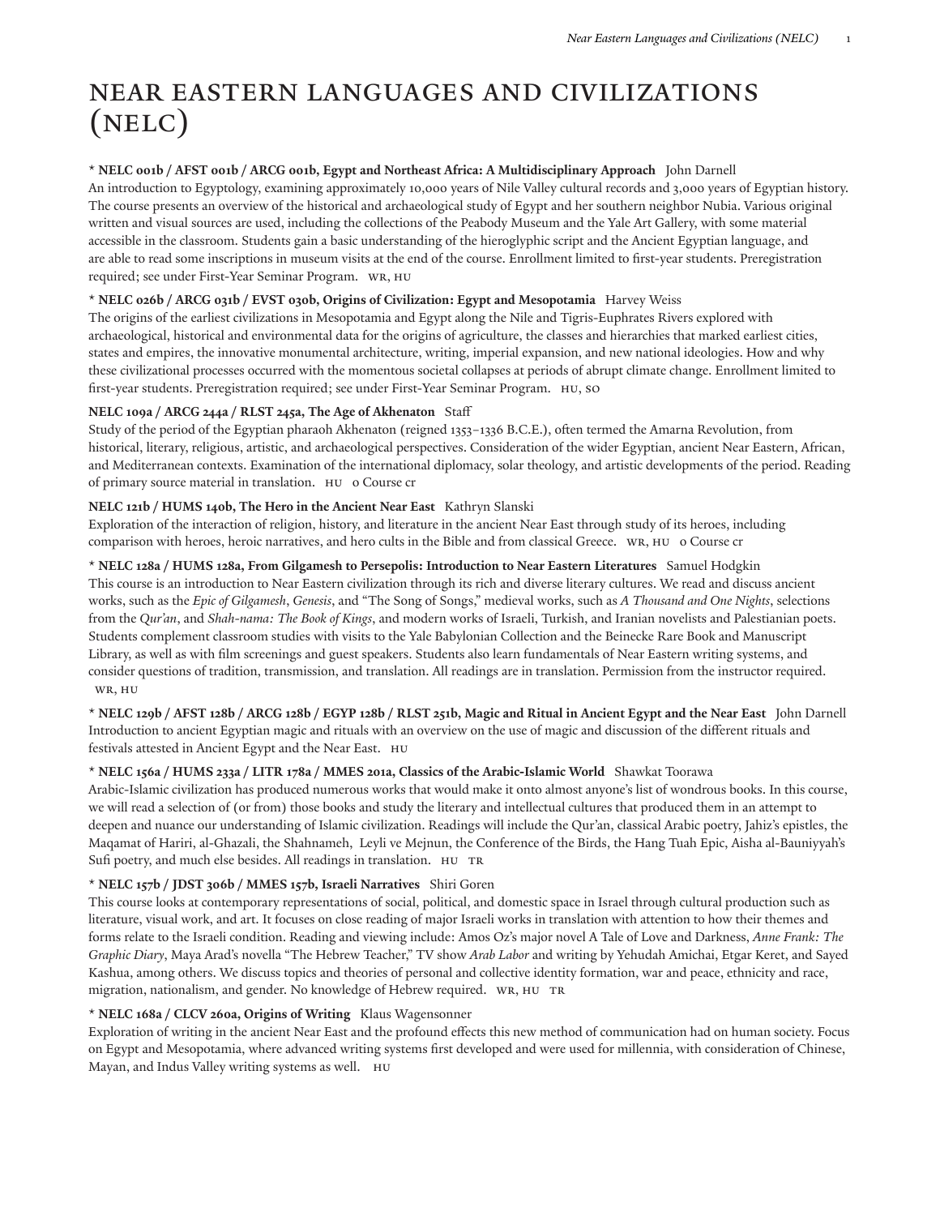# NEAR EASTERN LANGUAGES AND CIVILIZATIONS (NELC)

**\* NELC 001b / AFST 001b / ARCG 001b, Egypt and Northeast Africa: A Multidisciplinary Approach** John Darnell
An introduction to Egyptology, examining approximately 10,000 years of Nile Valley cultural records and 3,000 years of Egyptian history. The course presents an overview of the historical and archaeological study of Egypt and her southern neighbor Nubia. Various original written and visual sources are used, including the collections of the Peabody Museum and the Yale Art Gallery, with some material accessible in the classroom. Students gain a basic understanding of the hieroglyphic script and the Ancient Egyptian language, and are able to read some inscriptions in museum visits at the end of the course. Enrollment limited to first-year students. Preregistration required; see under First-Year Seminar Program. WR, HU

**\* NELC 026b / ARCG 031b / EVST 030b, Origins of Civilization: Egypt and Mesopotamia** Harvey Weiss
The origins of the earliest civilizations in Mesopotamia and Egypt along the Nile and Tigris-Euphrates Rivers explored with archaeological, historical and environmental data for the origins of agriculture, the classes and hierarchies that marked earliest cities, states and empires, the innovative monumental architecture, writing, imperial expansion, and new national ideologies. How and why these civilizational processes occurred with the momentous societal collapses at periods of abrupt climate change. Enrollment limited to first-year students. Preregistration required; see under First-Year Seminar Program. HU, SO

**NELC 109a / ARCG 244a / RLST 245a, The Age of Akhenaton** Staff
Study of the period of the Egyptian pharaoh Akhenaton (reigned 1353–1336 B.C.E.), often termed the Amarna Revolution, from historical, literary, religious, artistic, and archaeological perspectives. Consideration of the wider Egyptian, ancient Near Eastern, African, and Mediterranean contexts. Examination of the international diplomacy, solar theology, and artistic developments of the period. Reading of primary source material in translation. HU 0 Course cr

**NELC 121b / HUMS 140b, The Hero in the Ancient Near East** Kathryn Slanski
Exploration of the interaction of religion, history, and literature in the ancient Near East through study of its heroes, including comparison with heroes, heroic narratives, and hero cults in the Bible and from classical Greece. WR, HU 0 Course cr

**\* NELC 128a / HUMS 128a, From Gilgamesh to Persepolis: Introduction to Near Eastern Literatures** Samuel Hodgkin
This course is an introduction to Near Eastern civilization through its rich and diverse literary cultures. We read and discuss ancient works, such as the *Epic of Gilgamesh*, *Genesis*, and "The Song of Songs," medieval works, such as *A Thousand and One Nights*, selections from the *Qur'an*, and *Shah-nama: The Book of Kings*, and modern works of Israeli, Turkish, and Iranian novelists and Palestinian poets. Students complement classroom studies with visits to the Yale Babylonian Collection and the Beinecke Rare Book and Manuscript Library, as well as with film screenings and guest speakers. Students also learn fundamentals of Near Eastern writing systems, and consider questions of tradition, transmission, and translation. All readings are in translation. Permission from the instructor required. WR, HU

**\* NELC 129b / AFST 128b / ARCG 128b / EGYP 128b / RLST 251b, Magic and Ritual in Ancient Egypt and the Near East** John Darnell
Introduction to ancient Egyptian magic and rituals with an overview on the use of magic and discussion of the different rituals and festivals attested in Ancient Egypt and the Near East. HU

**\* NELC 156a / HUMS 233a / LITR 178a / MMES 201a, Classics of the Arabic-Islamic World** Shawkat Toorawa
Arabic-Islamic civilization has produced numerous works that would make it onto almost anyone's list of wondrous books. In this course, we will read a selection of (or from) those books and study the literary and intellectual cultures that produced them in an attempt to deepen and nuance our understanding of Islamic civilization. Readings will include the Qur'an, classical Arabic poetry, Jahiz's epistles, the Maqamat of Hariri, al-Ghazali, the Shahnameh, Leyli ve Mejnun, the Conference of the Birds, the Hang Tuah Epic, Aisha al-Bauniyyah's Sufi poetry, and much else besides. All readings in translation. HU TR

**\* NELC 157b / JDST 306b / MMES 157b, Israeli Narratives** Shiri Goren
This course looks at contemporary representations of social, political, and domestic space in Israel through cultural production such as literature, visual work, and art. It focuses on close reading of major Israeli works in translation with attention to how their themes and forms relate to the Israeli condition. Reading and viewing include: Amos Oz's major novel A Tale of Love and Darkness, *Anne Frank: The Graphic Diary*, Maya Arad's novella "The Hebrew Teacher," TV show *Arab Labor* and writing by Yehudah Amichai, Etgar Keret, and Sayed Kashua, among others. We discuss topics and theories of personal and collective identity formation, war and peace, ethnicity and race, migration, nationalism, and gender. No knowledge of Hebrew required. WR, HU TR

**\* NELC 168a / CLCV 260a, Origins of Writing** Klaus Wagensonner
Exploration of writing in the ancient Near East and the profound effects this new method of communication had on human society. Focus on Egypt and Mesopotamia, where advanced writing systems first developed and were used for millennia, with consideration of Chinese, Mayan, and Indus Valley writing systems as well. HU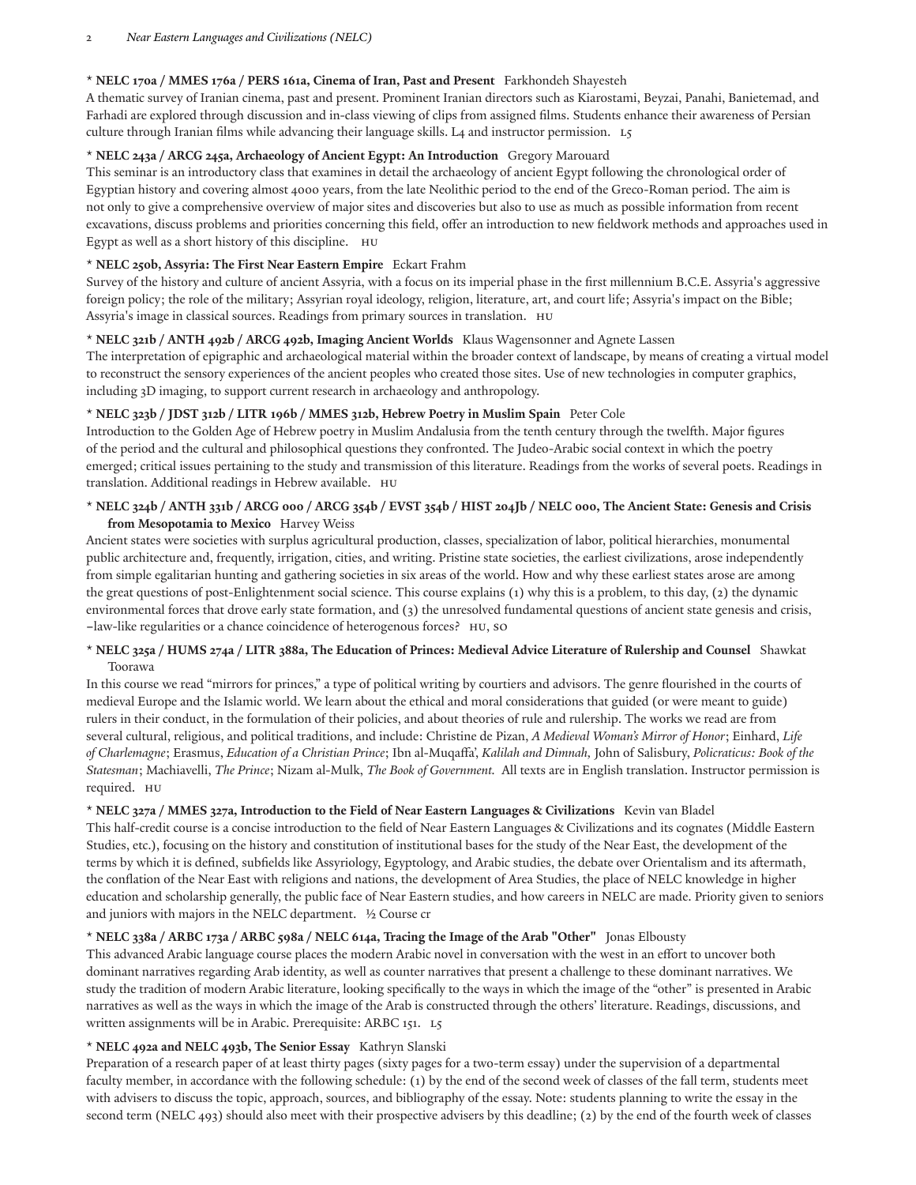**\* NELC 170a / MMES 176a / PERS 161a, Cinema of Iran, Past and Present** Farkhondeh Shayesteh
A thematic survey of Iranian cinema, past and present. Prominent Iranian directors such as Kiarostami, Beyzai, Panahi, Banietemad, and Farhadi are explored through discussion and in-class viewing of clips from assigned films. Students enhance their awareness of Persian culture through Iranian films while advancing their language skills. L4 and instructor permission. L5

**\* NELC 243a / ARCG 245a, Archaeology of Ancient Egypt: An Introduction** Gregory Marouard
This seminar is an introductory class that examines in detail the archaeology of ancient Egypt following the chronological order of Egyptian history and covering almost 4000 years, from the late Neolithic period to the end of the Greco-Roman period. The aim is not only to give a comprehensive overview of major sites and discoveries but also to use as much as possible information from recent excavations, discuss problems and priorities concerning this field, offer an introduction to new fieldwork methods and approaches used in Egypt as well as a short history of this discipline. HU

**\* NELC 250b, Assyria: The First Near Eastern Empire** Eckart Frahm
Survey of the history and culture of ancient Assyria, with a focus on its imperial phase in the first millennium B.C.E. Assyria's aggressive foreign policy; the role of the military; Assyrian royal ideology, religion, literature, art, and court life; Assyria's impact on the Bible; Assyria's image in classical sources. Readings from primary sources in translation. HU

**\* NELC 321b / ANTH 492b / ARCG 492b, Imaging Ancient Worlds** Klaus Wagensonner and Agnete Lassen
The interpretation of epigraphic and archaeological material within the broader context of landscape, by means of creating a virtual model to reconstruct the sensory experiences of the ancient peoples who created those sites. Use of new technologies in computer graphics, including 3D imaging, to support current research in archaeology and anthropology.

**\* NELC 323b / JDST 312b / LITR 196b / MMES 312b, Hebrew Poetry in Muslim Spain** Peter Cole
Introduction to the Golden Age of Hebrew poetry in Muslim Andalusia from the tenth century through the twelfth. Major figures of the period and the cultural and philosophical questions they confronted. The Judeo-Arabic social context in which the poetry emerged; critical issues pertaining to the study and transmission of this literature. Readings from the works of several poets. Readings in translation. Additional readings in Hebrew available. HU

**\* NELC 324b / ANTH 331b / ARCG 000 / ARCG 354b / EVST 354b / HIST 204Jb / NELC 000, The Ancient State: Genesis and Crisis from Mesopotamia to Mexico** Harvey Weiss
Ancient states were societies with surplus agricultural production, classes, specialization of labor, political hierarchies, monumental public architecture and, frequently, irrigation, cities, and writing. Pristine state societies, the earliest civilizations, arose independently from simple egalitarian hunting and gathering societies in six areas of the world. How and why these earliest states arose are among the great questions of post-Enlightenment social science. This course explains (1) why this is a problem, to this day, (2) the dynamic environmental forces that drove early state formation, and (3) the unresolved fundamental questions of ancient state genesis and crisis, –law-like regularities or a chance coincidence of heterogenous forces? HU, SO

**\* NELC 325a / HUMS 274a / LITR 388a, The Education of Princes: Medieval Advice Literature of Rulership and Counsel** Shawkat Toorawa
In this course we read "mirrors for princes," a type of political writing by courtiers and advisors. The genre flourished in the courts of medieval Europe and the Islamic world. We learn about the ethical and moral considerations that guided (or were meant to guide) rulers in their conduct, in the formulation of their policies, and about theories of rule and rulership. The works we read are from several cultural, religious, and political traditions, and include: Christine de Pizan, *A Medieval Woman's Mirror of Honor*; Einhard, *Life of Charlemagne*; Erasmus, *Education of a Christian Prince*; Ibn al-Muqaffa', *Kalilah and Dimnah,* John of Salisbury, *Policraticus: Book of the Statesman*; Machiavelli, *The Prince*; Nizam al-Mulk, *The Book of Government.* All texts are in English translation. Instructor permission is required. HU

**\* NELC 327a / MMES 327a, Introduction to the Field of Near Eastern Languages & Civilizations** Kevin van Bladel
This half-credit course is a concise introduction to the field of Near Eastern Languages & Civilizations and its cognates (Middle Eastern Studies, etc.), focusing on the history and constitution of institutional bases for the study of the Near East, the development of the terms by which it is defined, subfields like Assyriology, Egyptology, and Arabic studies, the debate over Orientalism and its aftermath, the conflation of the Near East with religions and nations, the development of Area Studies, the place of NELC knowledge in higher education and scholarship generally, the public face of Near Eastern studies, and how careers in NELC are made. Priority given to seniors and juniors with majors in the NELC department. ½ Course cr

**\* NELC 338a / ARBC 173a / ARBC 598a / NELC 614a, Tracing the Image of the Arab "Other"** Jonas Elbousty
This advanced Arabic language course places the modern Arabic novel in conversation with the west in an effort to uncover both dominant narratives regarding Arab identity, as well as counter narratives that present a challenge to these dominant narratives. We study the tradition of modern Arabic literature, looking specifically to the ways in which the image of the "other" is presented in Arabic narratives as well as the ways in which the image of the Arab is constructed through the others' literature. Readings, discussions, and written assignments will be in Arabic. Prerequisite: ARBC 151. L5

**\* NELC 492a and NELC 493b, The Senior Essay** Kathryn Slanski
Preparation of a research paper of at least thirty pages (sixty pages for a two-term essay) under the supervision of a departmental faculty member, in accordance with the following schedule: (1) by the end of the second week of classes of the fall term, students meet with advisers to discuss the topic, approach, sources, and bibliography of the essay. Note: students planning to write the essay in the second term (NELC 493) should also meet with their prospective advisers by this deadline; (2) by the end of the fourth week of classes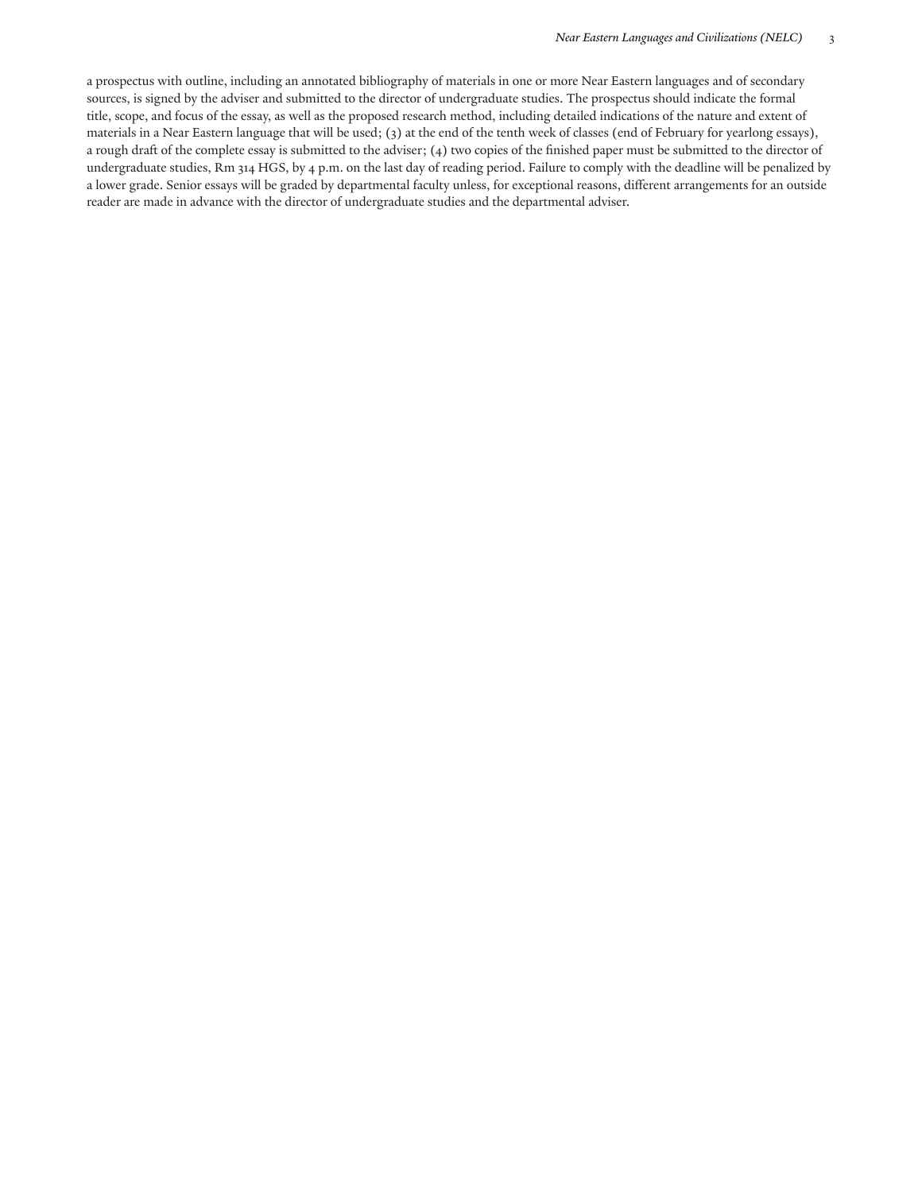a prospectus with outline, including an annotated bibliography of materials in one or more Near Eastern languages and of secondary sources, is signed by the adviser and submitted to the director of undergraduate studies. The prospectus should indicate the formal title, scope, and focus of the essay, as well as the proposed research method, including detailed indications of the nature and extent of materials in a Near Eastern language that will be used; (3) at the end of the tenth week of classes (end of February for yearlong essays), a rough draft of the complete essay is submitted to the adviser; (4) two copies of the finished paper must be submitted to the director of undergraduate studies, Rm 314 HGS, by 4 p.m. on the last day of reading period. Failure to comply with the deadline will be penalized by a lower grade. Senior essays will be graded by departmental faculty unless, for exceptional reasons, different arrangements for an outside reader are made in advance with the director of undergraduate studies and the departmental adviser.